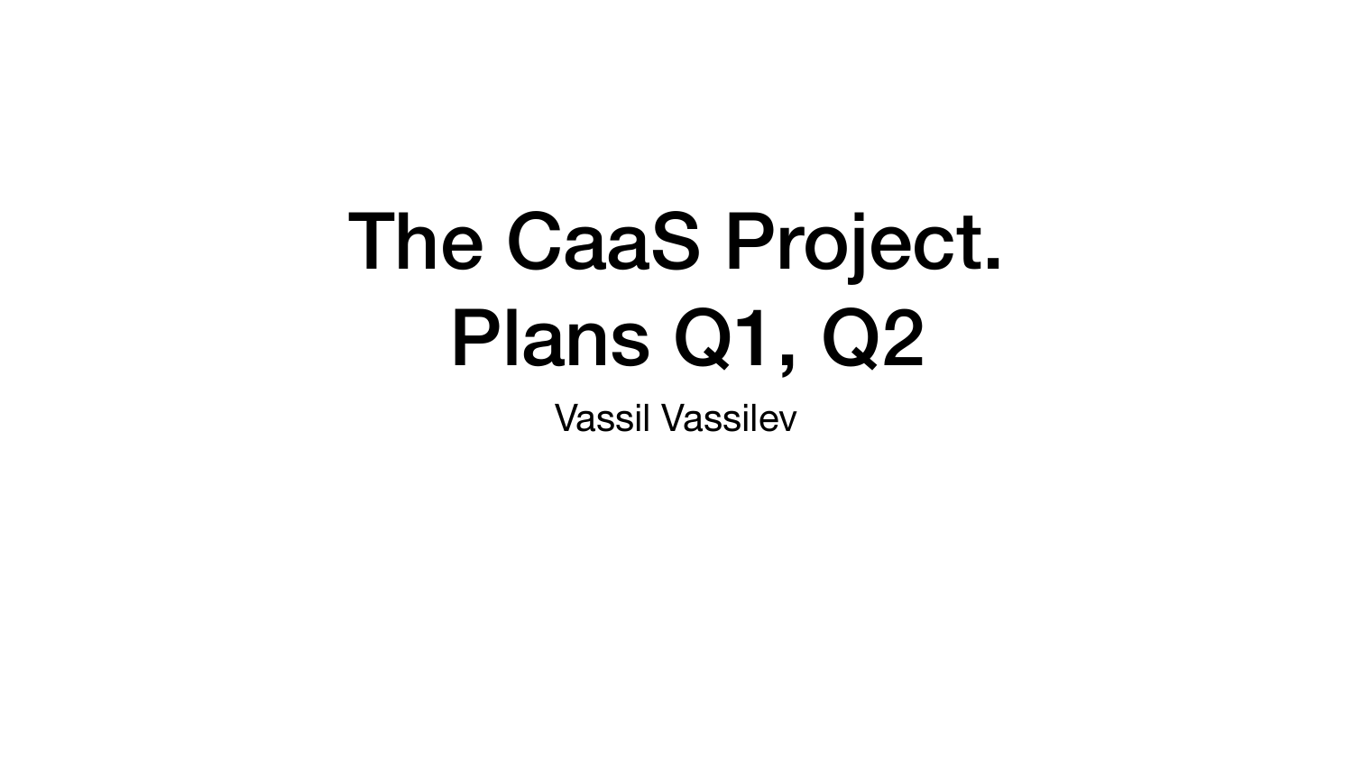# The CaaS Project. Plans Q1, Q2

Vassil Vassilev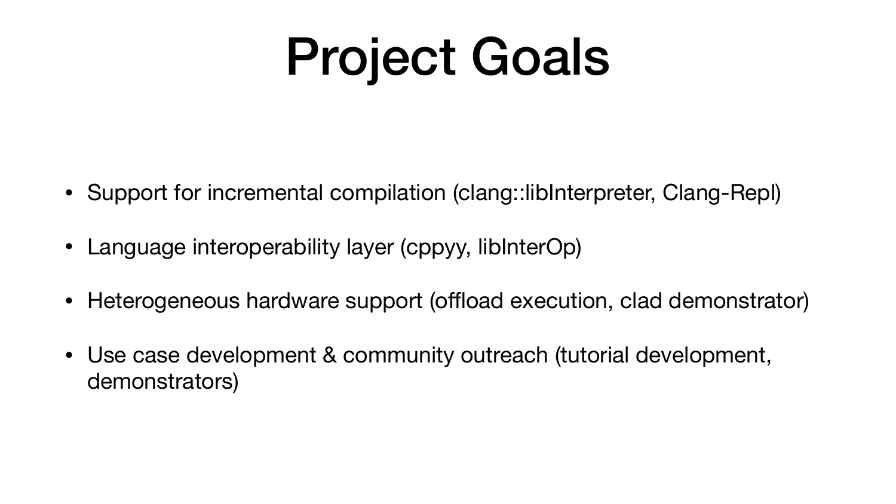# Project Goals

- Support for incremental compilation (clang::libInterpreter, Clang-Repl)
- Language interoperability layer (cppyy, libInterOp)
- Heterogeneous hardware support (offload execution, clad demonstrator)
- Use case development & community outreach (tutorial development, demonstrators)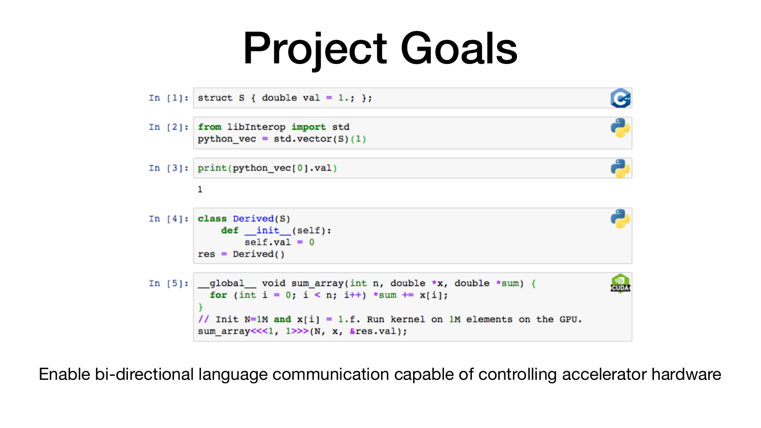# Project Goals

```
In [1]: struct S { double val = 1.; };
```

```
In [2]: from libInterop import std
        python_vec = std.vector(S)(1)
```

```
In [3]: print(python_vec[0].val)

        1
```

```
In [4]: class Derived(S)
            def __init__(self):
                self.val = 0
        res = Derived()
```

```
In [5]: __global__ void sum_array(int n, double *x, double *sum) {
          for (int i = 0; i < n; i++) *sum += x[i];
        }
        // Init N=1M and x[i] = 1.f. Run kernel on 1M elements on the GPU.
        sum_array<<<1, 1>>>(N, x, &res.val);
```

Enable bi-directional language communication capable of controlling accelerator hardware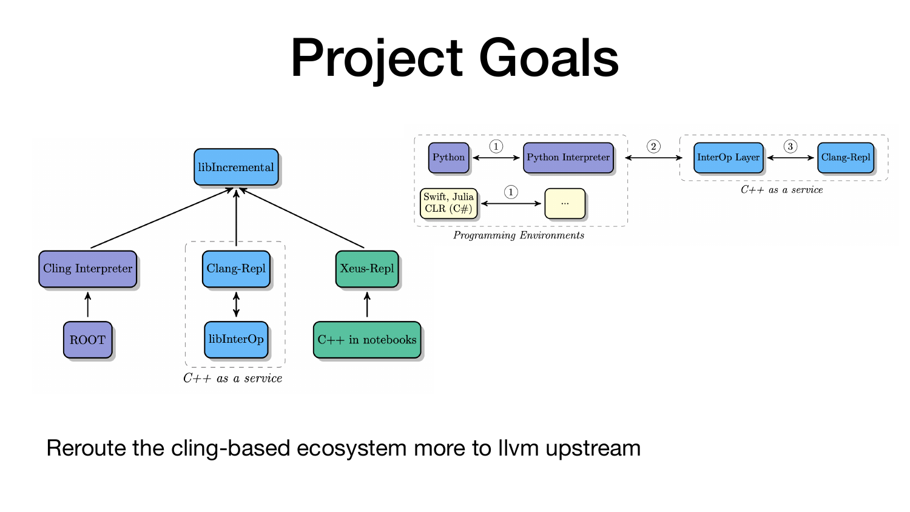# Project Goals

libIncremental

Cling Interpreter — Clang-Repl — Xeus-Repl

ROOT — libInterOp — C++ in notebooks

*C++ as a service*

Python ① Python Interpreter ② InterOp Layer ③ Clang-Repl

Swift, Julia CLR (C#) ① ...

*Programming Environments*

*C++ as a service*

Reroute the cling-based ecosystem more to llvm upstream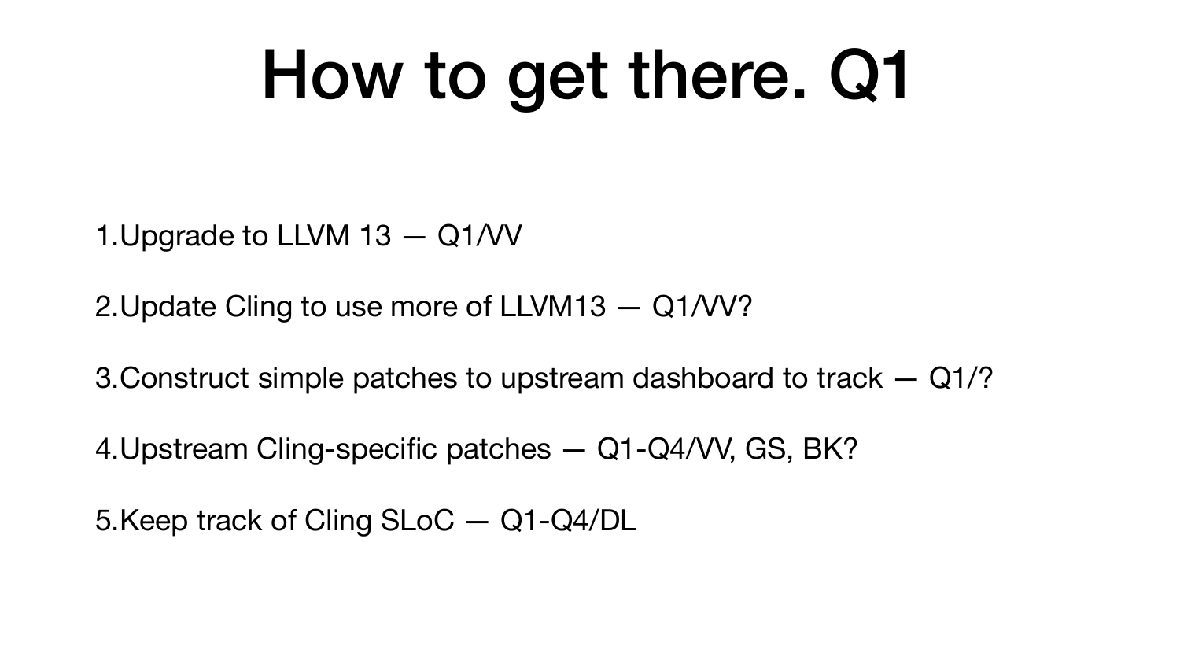# How to get there. Q1

1. Upgrade to LLVM 13 — Q1/VV
2. Update Cling to use more of LLVM13 — Q1/VV?
3. Construct simple patches to upstream dashboard to track — Q1/?
4. Upstream Cling-specific patches — Q1-Q4/VV, GS, BK?
5. Keep track of Cling SLoC — Q1-Q4/DL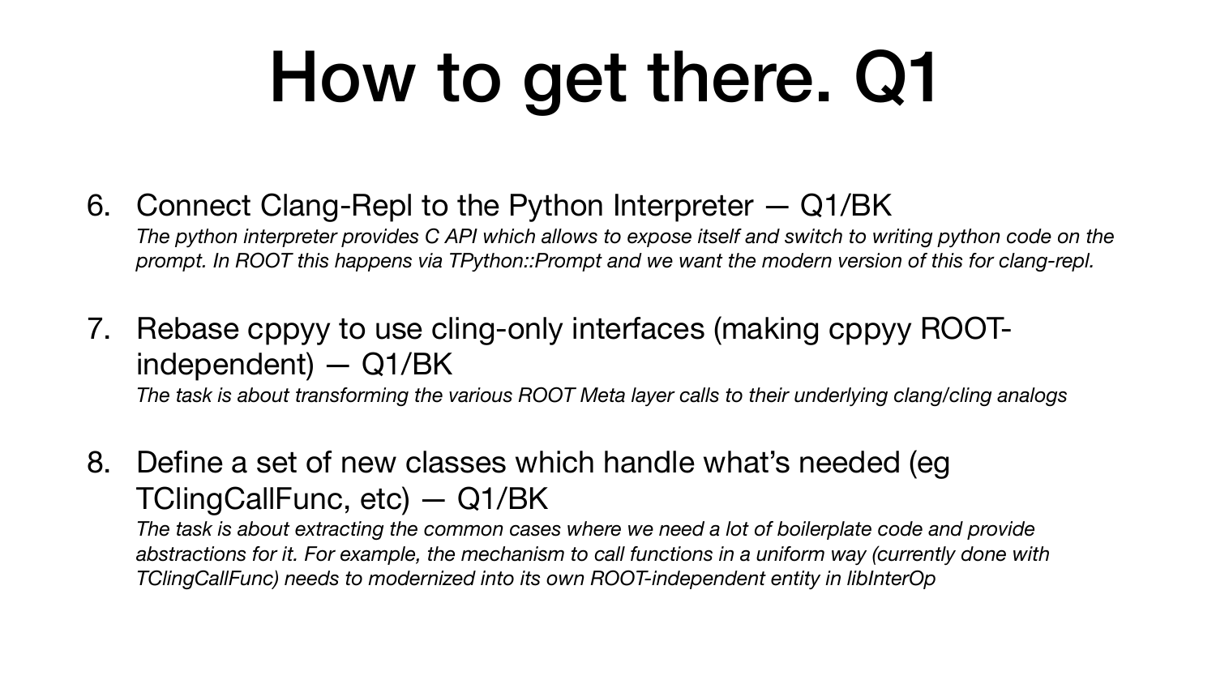# How to get there. Q1

6. Connect Clang-Repl to the Python Interpreter — Q1/BK
   *The python interpreter provides C API which allows to expose itself and switch to writing python code on the prompt. In ROOT this happens via TPython::Prompt and we want the modern version of this for clang-repl.*

7. Rebase cppyy to use cling-only interfaces (making cppyy ROOT-independent) — Q1/BK
   *The task is about transforming the various ROOT Meta layer calls to their underlying clang/cling analogs*

8. Define a set of new classes which handle what's needed (eg TClingCallFunc, etc) — Q1/BK
   *The task is about extracting the common cases where we need a lot of boilerplate code and provide abstractions for it. For example, the mechanism to call functions in a uniform way (currently done with TClingCallFunc) needs to modernized into its own ROOT-independent entity in libInterOp*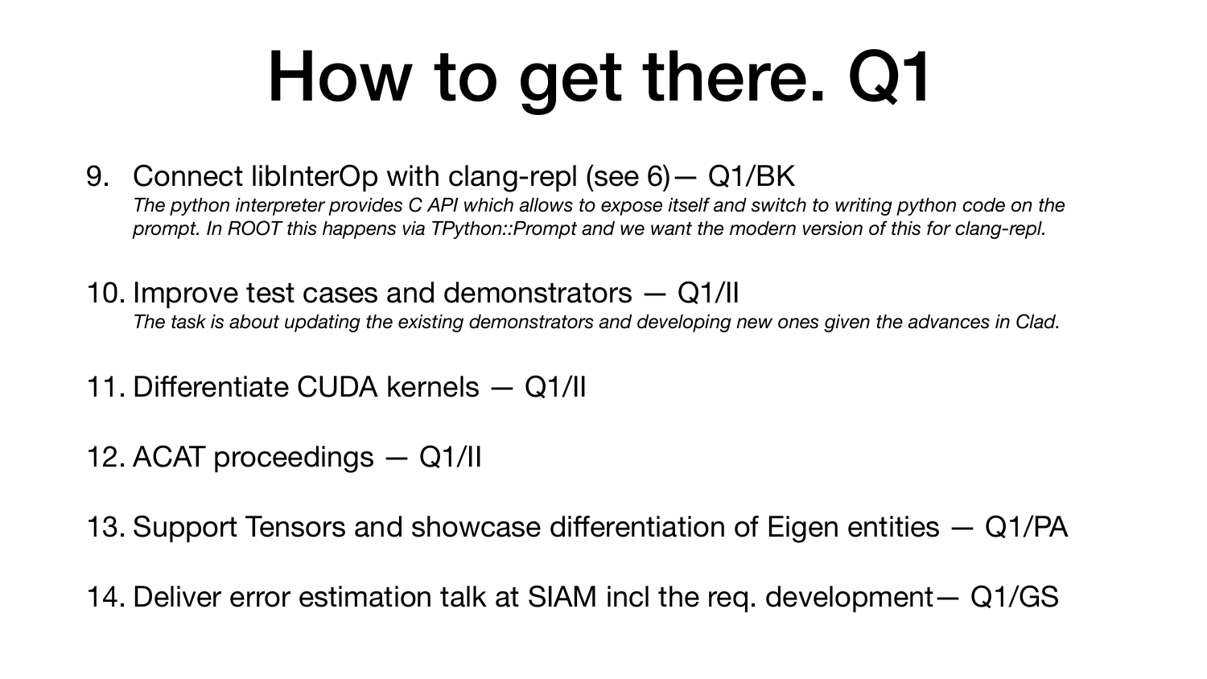# How to get there. Q1

9. Connect libInterOp with clang-repl (see 6)— Q1/BK
   *The python interpreter provides C API which allows to expose itself and switch to writing python code on the prompt. In ROOT this happens via TPython::Prompt and we want the modern version of this for clang-repl.*

10. Improve test cases and demonstrators — Q1/II
    *The task is about updating the existing demonstrators and developing new ones given the advances in Clad.*

11. Differentiate CUDA kernels — Q1/II

12. ACAT proceedings — Q1/II

13. Support Tensors and showcase differentiation of Eigen entities — Q1/PA

14. Deliver error estimation talk at SIAM incl the req. development— Q1/GS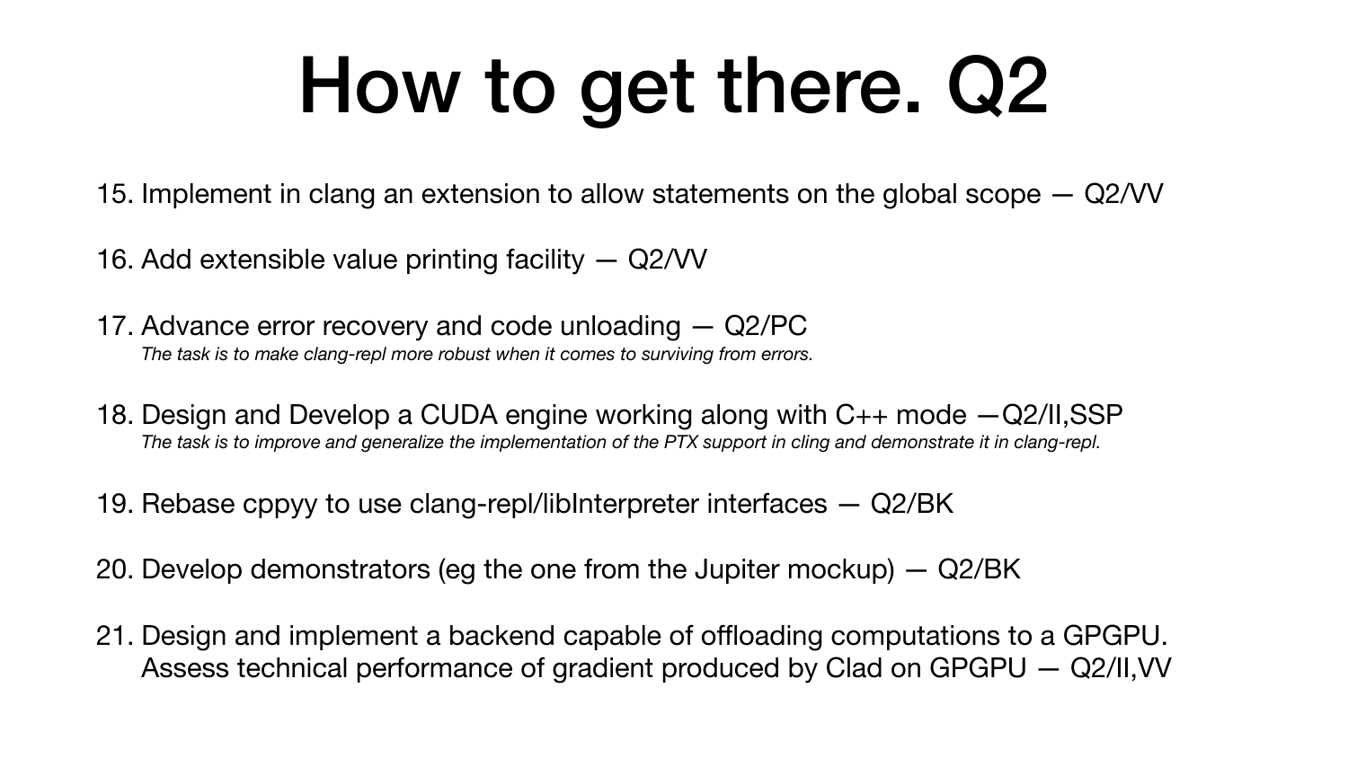# How to get there. Q2

15. Implement in clang an extension to allow statements on the global scope — Q2/VV

16. Add extensible value printing facility — Q2/VV

17. Advance error recovery and code unloading — Q2/PC
    *The task is to make clang-repl more robust when it comes to surviving from errors.*

18. Design and Develop a CUDA engine working along with C++ mode —Q2/II,SSP
    *The task is to improve and generalize the implementation of the PTX support in cling and demonstrate it in clang-repl.*

19. Rebase cppyy to use clang-repl/libInterpreter interfaces — Q2/BK

20. Develop demonstrators (eg the one from the Jupiter mockup) — Q2/BK

21. Design and implement a backend capable of offloading computations to a GPGPU. Assess technical performance of gradient produced by Clad on GPGPU — Q2/II,VV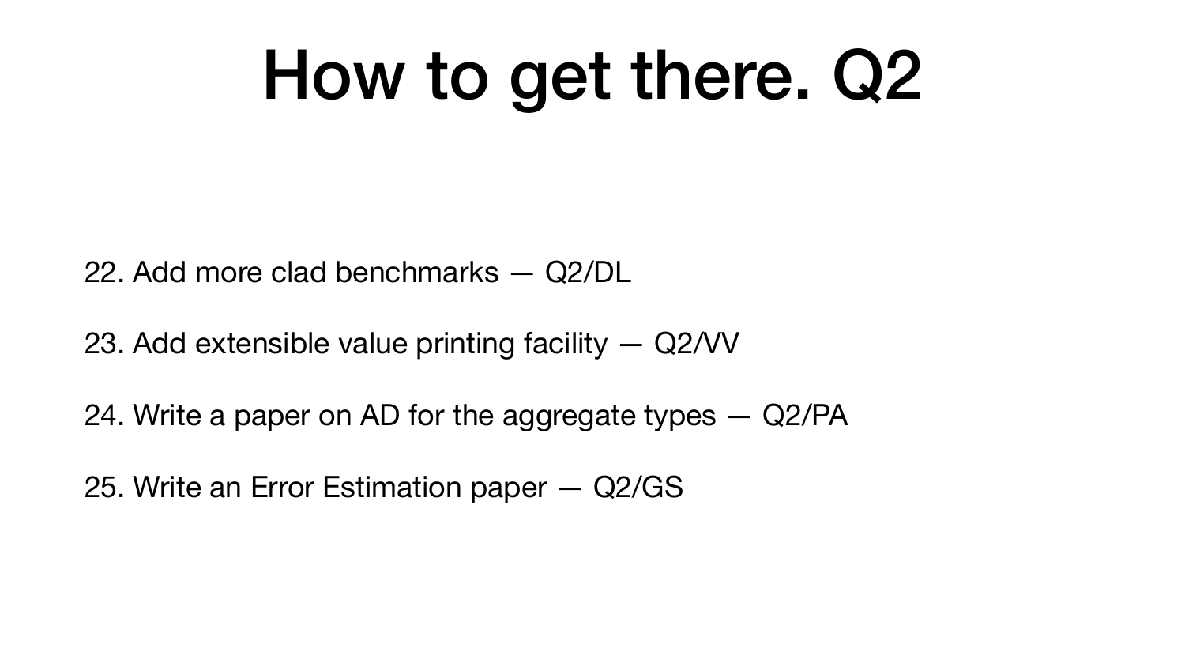# How to get there. Q2

22. Add more clad benchmarks — Q2/DL

23. Add extensible value printing facility — Q2/VV

24. Write a paper on AD for the aggregate types — Q2/PA

25. Write an Error Estimation paper — Q2/GS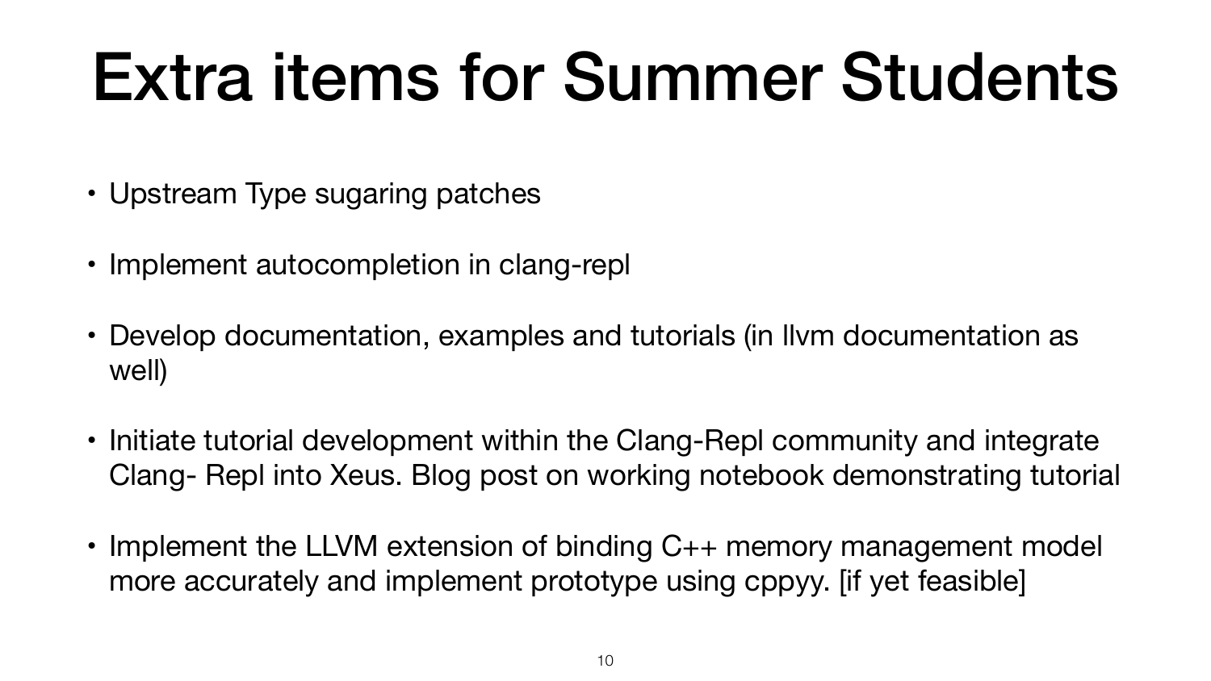# Extra items for Summer Students

- Upstream Type sugaring patches
- Implement autocompletion in clang-repl
- Develop documentation, examples and tutorials (in llvm documentation as well)
- Initiate tutorial development within the Clang-Repl community and integrate Clang- Repl into Xeus. Blog post on working notebook demonstrating tutorial
- Implement the LLVM extension of binding C++ memory management model more accurately and implement prototype using cppyy. [if yet feasible]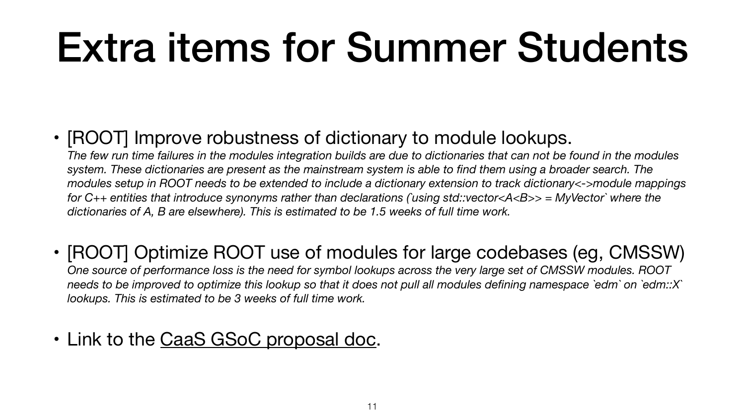# Extra items for Summer Students

- [ROOT] Improve robustness of dictionary to module lookups.
  *The few run time failures in the modules integration builds are due to dictionaries that can not be found in the modules system. These dictionaries are present as the mainstream system is able to find them using a broader search. The modules setup in ROOT needs to be extended to include a dictionary extension to track dictionary<->module mappings for C++ entities that introduce synonyms rather than declarations (`using std::vector<A<B>> = MyVector` where the dictionaries of A, B are elsewhere). This is estimated to be 1.5 weeks of full time work.*

- [ROOT] Optimize ROOT use of modules for large codebases (eg, CMSSW)
  *One source of performance loss is the need for symbol lookups across the very large set of CMSSW modules. ROOT needs to be improved to optimize this lookup so that it does not pull all modules defining namespace `edm` on `edm::X` lookups. This is estimated to be 3 weeks of full time work.*

- Link to the CaaS GSoC proposal doc.